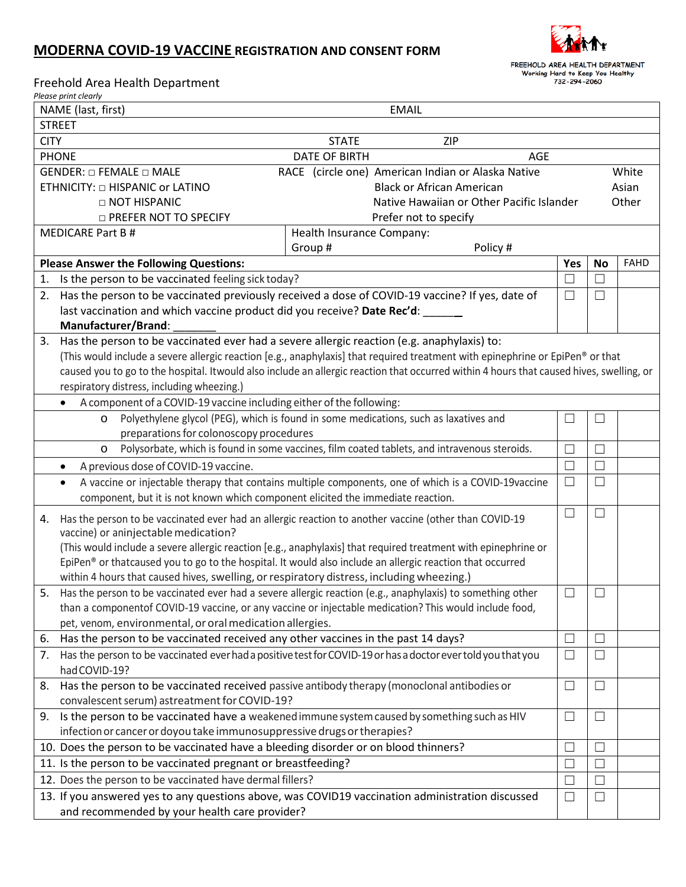# MODERNA COVID-19 VACCINE REGISTRATION AND CONSENT FORM

FREEHOLD AREA HEALTH DEPARTMENT
Working Hard to Keep You Healthy
732-294-2060

Freehold Area Health Department

*Please print clearly*

| NAME (last, first) | EMAIL | |
|---|---|---|
| STREET | | |
| CITY | STATE | ZIP |
| PHONE | DATE OF BIRTH | AGE |
| GENDER: □ FEMALE □ MALE<br>ETHNICITY: □ HISPANIC or LATINO<br>□ NOT HISPANIC<br>□ PREFER NOT TO SPECIFY | RACE (circle one) American Indian or Alaska Native / Black or African American / Native Hawaiian or Other Pacific Islander / Prefer not to specify | White / Asian / Other |
| MEDICARE Part B # | Health Insurance Company:<br>Group # | Policy # |

| Please Answer the Following Questions: | Yes | No | FAHD |
|---|---|---|---|
| 1. Is the person to be vaccinated feeling sick today? | ☐ | ☐ | |
| 2. Has the person to be vaccinated previously received a dose of COVID-19 vaccine? If yes, date of last vaccination and which vaccine product did you receive? **Date Rec'd**: ______ **Manufacturer/Brand**: _______ | ☐ | ☐ | |
| 3. Has the person to be vaccinated ever had a severe allergic reaction (e.g. anaphylaxis) to: (This would include a severe allergic reaction [e.g., anaphylaxis] that required treatment with epinephrine or EpiPen® or that caused you to go to the hospital. Itwould also include an allergic reaction that occurred within 4 hours that caused hives, swelling, or respiratory distress, including wheezing.) | | | |
| • A component of a COVID-19 vaccine including either of the following: | | | |
| o Polyethylene glycol (PEG), which is found in some medications, such as laxatives and preparations for colonoscopy procedures | ☐ | ☐ | |
| o Polysorbate, which is found in some vaccines, film coated tablets, and intravenous steroids. | ☐ | ☐ | |
| • A previous dose of COVID-19 vaccine. | ☐ | ☐ | |
| • A vaccine or injectable therapy that contains multiple components, one of which is a COVID-19vaccine component, but it is not known which component elicited the immediate reaction. | ☐ | ☐ | |
| 4. Has the person to be vaccinated ever had an allergic reaction to another vaccine (other than COVID-19 vaccine) or aninjectable medication? (This would include a severe allergic reaction [e.g., anaphylaxis] that required treatment with epinephrine or EpiPen® or thatcaused you to go to the hospital. It would also include an allergic reaction that occurred within 4 hours that caused hives, swelling, or respiratory distress, including wheezing.) | ☐ | ☐ | |
| 5. Has the person to be vaccinated ever had a severe allergic reaction (e.g., anaphylaxis) to something other than a componentof COVID-19 vaccine, or any vaccine or injectable medication? This would include food, pet, venom, environmental, or oral medication allergies. | ☐ | ☐ | |
| 6. Has the person to be vaccinated received any other vaccines in the past 14 days? | ☐ | ☐ | |
| 7. Has the person to be vaccinated ever had a positive test for COVID-19 or has a doctor ever told you that you had COVID-19? | ☐ | ☐ | |
| 8. Has the person to be vaccinated received passive antibody therapy (monoclonal antibodies or convalescent serum) astreatment for COVID-19? | ☐ | ☐ | |
| 9. Is the person to be vaccinated have a weakened immune system caused by something such as HIV infection or cancer or doyou take immunosuppressive drugs or therapies? | ☐ | ☐ | |
| 10. Does the person to be vaccinated have a bleeding disorder or on blood thinners? | ☐ | ☐ | |
| 11. Is the person to be vaccinated pregnant or breastfeeding? | ☐ | ☐ | |
| 12. Does the person to be vaccinated have dermal fillers? | ☐ | ☐ | |
| 13. If you answered yes to any questions above, was COVID19 vaccination administration discussed and recommended by your health care provider? | ☐ | ☐ | |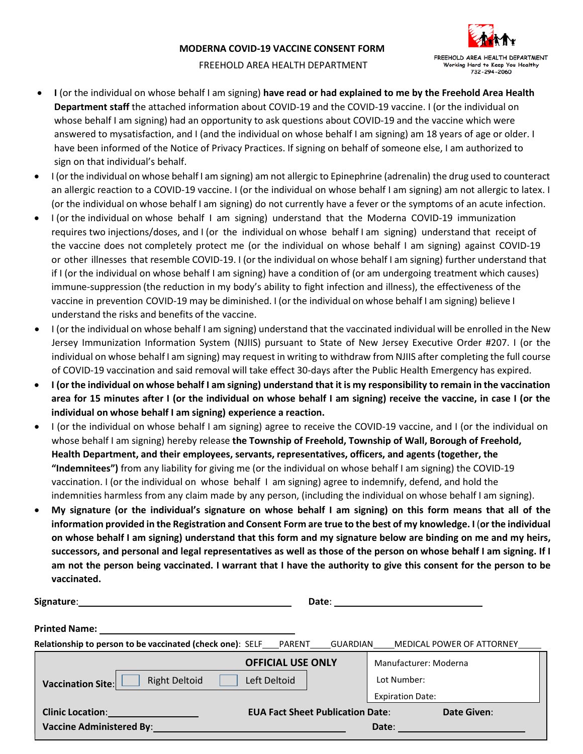# MODERNA COVID-19 VACCINE CONSENT FORM

FREEHOLD AREA HEALTH DEPARTMENT

FREEHOLD AREA HEALTH DEPARTMENT
Working Hard to Keep You Healthy
732-294-2060

- **I** (or the individual on whose behalf I am signing) **have read or had explained to me by the Freehold Area Health Department staff** the attached information about COVID-19 and the COVID-19 vaccine. I (or the individual on whose behalf I am signing) had an opportunity to ask questions about COVID-19 and the vaccine which were answered to mysatisfaction, and I (and the individual on whose behalf I am signing) am 18 years of age or older. I have been informed of the Notice of Privacy Practices. If signing on behalf of someone else, I am authorized to sign on that individual's behalf.
- I (or the individual on whose behalf I am signing) am not allergic to Epinephrine (adrenalin) the drug used to counteract an allergic reaction to a COVID-19 vaccine. I (or the individual on whose behalf I am signing) am not allergic to latex. I (or the individual on whose behalf I am signing) do not currently have a fever or the symptoms of an acute infection.
- I (or the individual on whose behalf I am signing) understand that the Moderna COVID-19 immunization requires two injections/doses, and I (or the individual on whose behalf I am signing) understand that receipt of the vaccine does not completely protect me (or the individual on whose behalf I am signing) against COVID-19 or other illnesses that resemble COVID-19. I (or the individual on whose behalf I am signing) further understand that if I (or the individual on whose behalf I am signing) have a condition of (or am undergoing treatment which causes) immune-suppression (the reduction in my body's ability to fight infection and illness), the effectiveness of the vaccine in prevention COVID-19 may be diminished. I (or the individual on whose behalf I am signing) believe I understand the risks and benefits of the vaccine.
- I (or the individual on whose behalf I am signing) understand that the vaccinated individual will be enrolled in the New Jersey Immunization Information System (NJIIS) pursuant to State of New Jersey Executive Order #207. I (or the individual on whose behalf I am signing) may request in writing to withdraw from NJIIS after completing the full course of COVID-19 vaccination and said removal will take effect 30-days after the Public Health Emergency has expired.
- **I (or the individual on whose behalf I am signing) understand that it is my responsibility to remain in the vaccination area for 15 minutes after I (or the individual on whose behalf I am signing) receive the vaccine, in case I (or the individual on whose behalf I am signing) experience a reaction.**
- I (or the individual on whose behalf I am signing) agree to receive the COVID-19 vaccine, and I (or the individual on whose behalf I am signing) hereby release **the Township of Freehold, Township of Wall, Borough of Freehold, Health Department, and their employees, servants, representatives, officers, and agents (together, the "Indemnitees")** from any liability for giving me (or the individual on whose behalf I am signing) the COVID-19 vaccination. I (or the individual on whose behalf I am signing) agree to indemnify, defend, and hold the indemnities harmless from any claim made by any person, (including the individual on whose behalf I am signing).
- **My signature (or the individual's signature on whose behalf I am signing) on this form means that all of the information provided in the Registration and Consent Form are true to the best of my knowledge. I (or the individual on whose behalf I am signing) understand that this form and my signature below are binding on me and my heirs, successors, and personal and legal representatives as well as those of the person on whose behalf I am signing. If I am not the person being vaccinated. I warrant that I have the authority to give this consent for the person to be vaccinated.**

**Signature**:\_\_\_\_\_\_\_\_\_\_\_\_\_\_\_\_\_\_\_\_\_\_\_\_\_\_\_\_\_\_\_\_ **Date**: \_\_\_\_\_\_\_\_\_\_\_\_\_\_\_\_\_\_\_\_\_\_\_\_

**Printed Name:** \_\_\_\_\_\_\_\_\_\_\_\_\_\_\_\_\_\_\_\_\_\_\_\_\_\_\_\_\_\_\_\_

**Relationship to person to be vaccinated (check one)**: SELF\_\_\_ PARENT\_\_\_\_ GUARDIAN\_\_\_\_ MEDICAL POWER OF ATTORNEY\_\_\_\_\_

**OFFICIAL USE ONLY**

**Vaccination Site**: ☐ Right Deltoid ☐ Left Deltoid

Manufacturer: Moderna

Lot Number:

Expiration Date:

**Clinic Location**:\_\_\_\_\_\_\_\_\_\_\_\_\_\_\_\_ **EUA Fact Sheet Publication Date**: **Date Given**:

**Vaccine Administered By**:\_\_\_\_\_\_\_\_\_\_\_\_\_\_\_\_\_\_\_\_\_\_\_\_\_\_\_\_\_\_ **Date**: \_\_\_\_\_\_\_\_\_\_\_\_\_\_\_\_\_\_\_\_